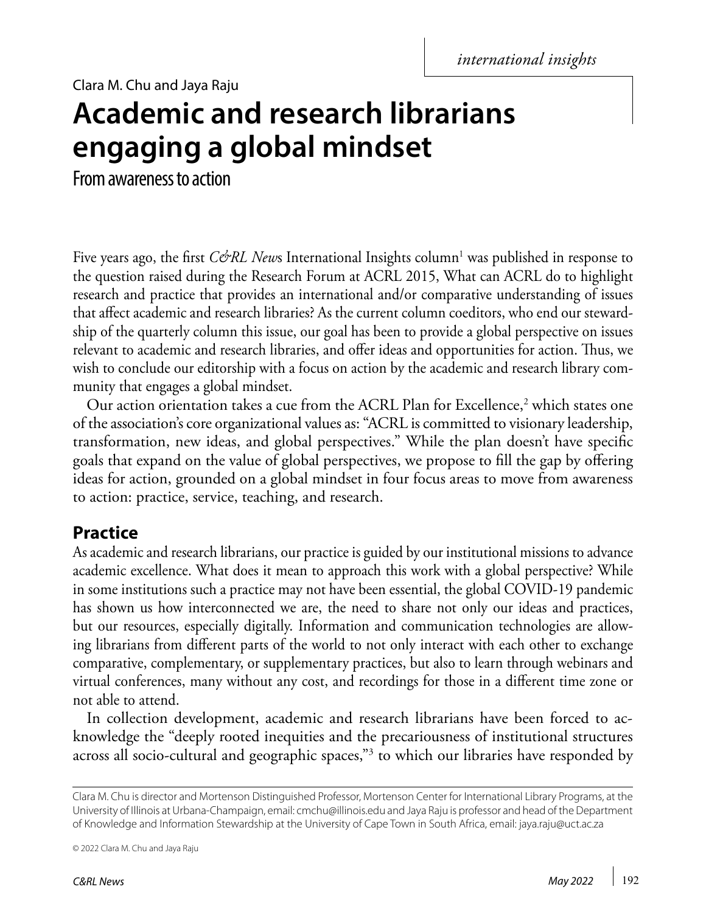*international insights*

Clara M. Chu and Jaya Raju

# Academic and research librarians engaging a global mindset

## From awareness to action

Five years ago, the first *C&RL News* International Insights column[1] was published in response to the question raised during the Research Forum at ACRL 2015, What can ACRL do to highlight research and practice that provides an international and/or comparative understanding of issues that affect academic and research libraries? As the current column coeditors, who end our stewardship of the quarterly column this issue, our goal has been to provide a global perspective on issues relevant to academic and research libraries, and offer ideas and opportunities for action. Thus, we wish to conclude our editorship with a focus on action by the academic and research library community that engages a global mindset.

Our action orientation takes a cue from the ACRL Plan for Excellence,[2] which states one of the association's core organizational values as: "ACRL is committed to visionary leadership, transformation, new ideas, and global perspectives." While the plan doesn't have specific goals that expand on the value of global perspectives, we propose to fill the gap by offering ideas for action, grounded on a global mindset in four focus areas to move from awareness to action: practice, service, teaching, and research.

## Practice

As academic and research librarians, our practice is guided by our institutional missions to advance academic excellence. What does it mean to approach this work with a global perspective? While in some institutions such a practice may not have been essential, the global COVID-19 pandemic has shown us how interconnected we are, the need to share not only our ideas and practices, but our resources, especially digitally. Information and communication technologies are allowing librarians from different parts of the world to not only interact with each other to exchange comparative, complementary, or supplementary practices, but also to learn through webinars and virtual conferences, many without any cost, and recordings for those in a different time zone or not able to attend.

In collection development, academic and research librarians have been forced to acknowledge the "deeply rooted inequities and the precariousness of institutional structures across all socio-cultural and geographic spaces,"[3] to which our libraries have responded by

---

Clara M. Chu is director and Mortenson Distinguished Professor, Mortenson Center for International Library Programs, at the University of Illinois at Urbana-Champaign, email: cmchu@illinois.edu and Jaya Raju is professor and head of the Department of Knowledge and Information Stewardship at the University of Cape Town in South Africa, email: jaya.raju@uct.ac.za

© 2022 Clara M. Chu and Jaya Raju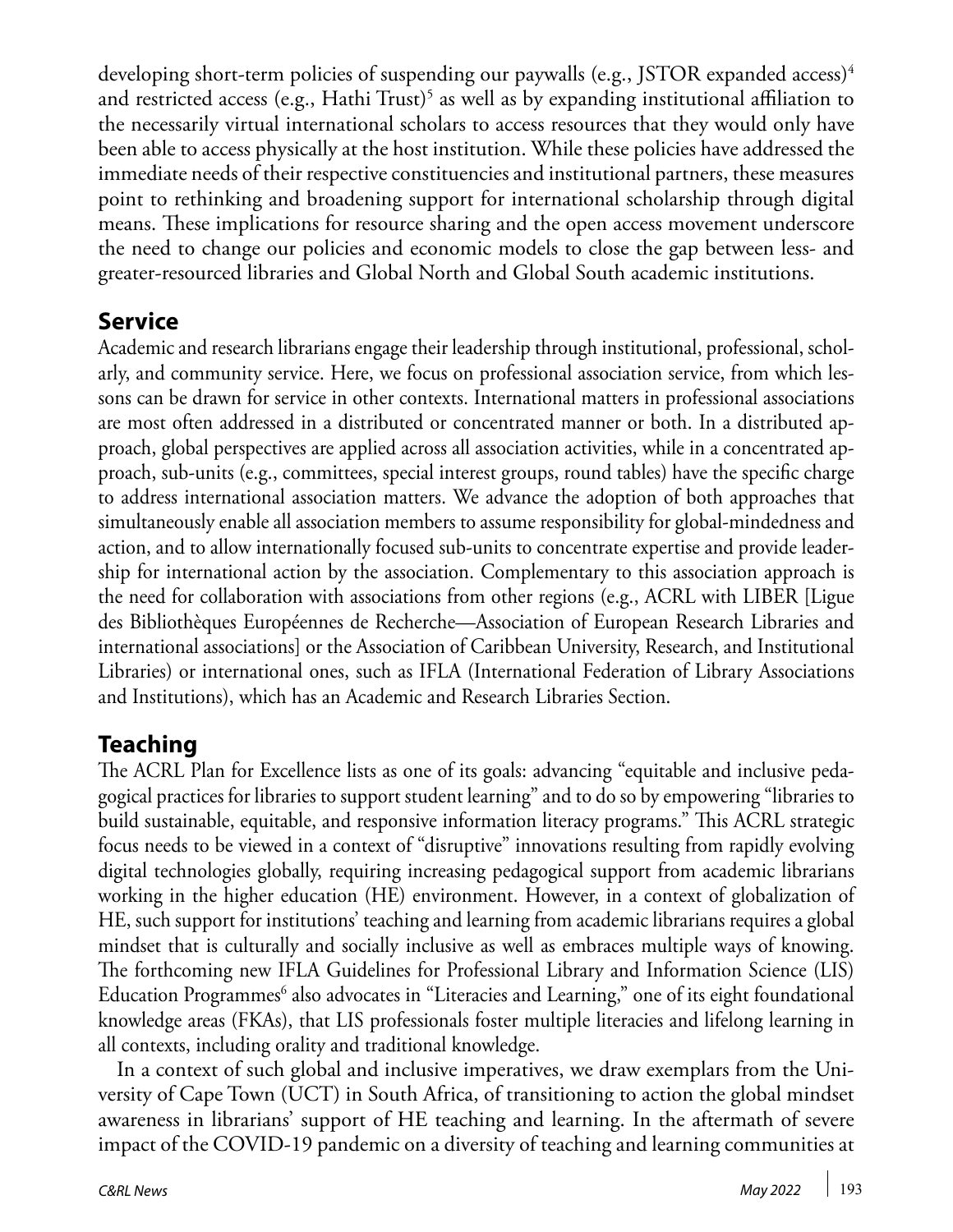developing short-term policies of suspending our paywalls (e.g., JSTOR expanded access)[4] and restricted access (e.g., Hathi Trust)[5] as well as by expanding institutional affiliation to the necessarily virtual international scholars to access resources that they would only have been able to access physically at the host institution. While these policies have addressed the immediate needs of their respective constituencies and institutional partners, these measures point to rethinking and broadening support for international scholarship through digital means. These implications for resource sharing and the open access movement underscore the need to change our policies and economic models to close the gap between less- and greater-resourced libraries and Global North and Global South academic institutions.

## Service

Academic and research librarians engage their leadership through institutional, professional, scholarly, and community service. Here, we focus on professional association service, from which lessons can be drawn for service in other contexts. International matters in professional associations are most often addressed in a distributed or concentrated manner or both. In a distributed approach, global perspectives are applied across all association activities, while in a concentrated approach, sub-units (e.g., committees, special interest groups, round tables) have the specific charge to address international association matters. We advance the adoption of both approaches that simultaneously enable all association members to assume responsibility for global-mindedness and action, and to allow internationally focused sub-units to concentrate expertise and provide leadership for international action by the association. Complementary to this association approach is the need for collaboration with associations from other regions (e.g., ACRL with LIBER [Ligue des Bibliothèques Européennes de Recherche—Association of European Research Libraries and international associations] or the Association of Caribbean University, Research, and Institutional Libraries) or international ones, such as IFLA (International Federation of Library Associations and Institutions), which has an Academic and Research Libraries Section.

## Teaching

The ACRL Plan for Excellence lists as one of its goals: advancing "equitable and inclusive pedagogical practices for libraries to support student learning" and to do so by empowering "libraries to build sustainable, equitable, and responsive information literacy programs." This ACRL strategic focus needs to be viewed in a context of "disruptive" innovations resulting from rapidly evolving digital technologies globally, requiring increasing pedagogical support from academic librarians working in the higher education (HE) environment. However, in a context of globalization of HE, such support for institutions' teaching and learning from academic librarians requires a global mindset that is culturally and socially inclusive as well as embraces multiple ways of knowing. The forthcoming new IFLA Guidelines for Professional Library and Information Science (LIS) Education Programmes[6] also advocates in "Literacies and Learning," one of its eight foundational knowledge areas (FKAs), that LIS professionals foster multiple literacies and lifelong learning in all contexts, including orality and traditional knowledge.

In a context of such global and inclusive imperatives, we draw exemplars from the University of Cape Town (UCT) in South Africa, of transitioning to action the global mindset awareness in librarians' support of HE teaching and learning. In the aftermath of severe impact of the COVID-19 pandemic on a diversity of teaching and learning communities at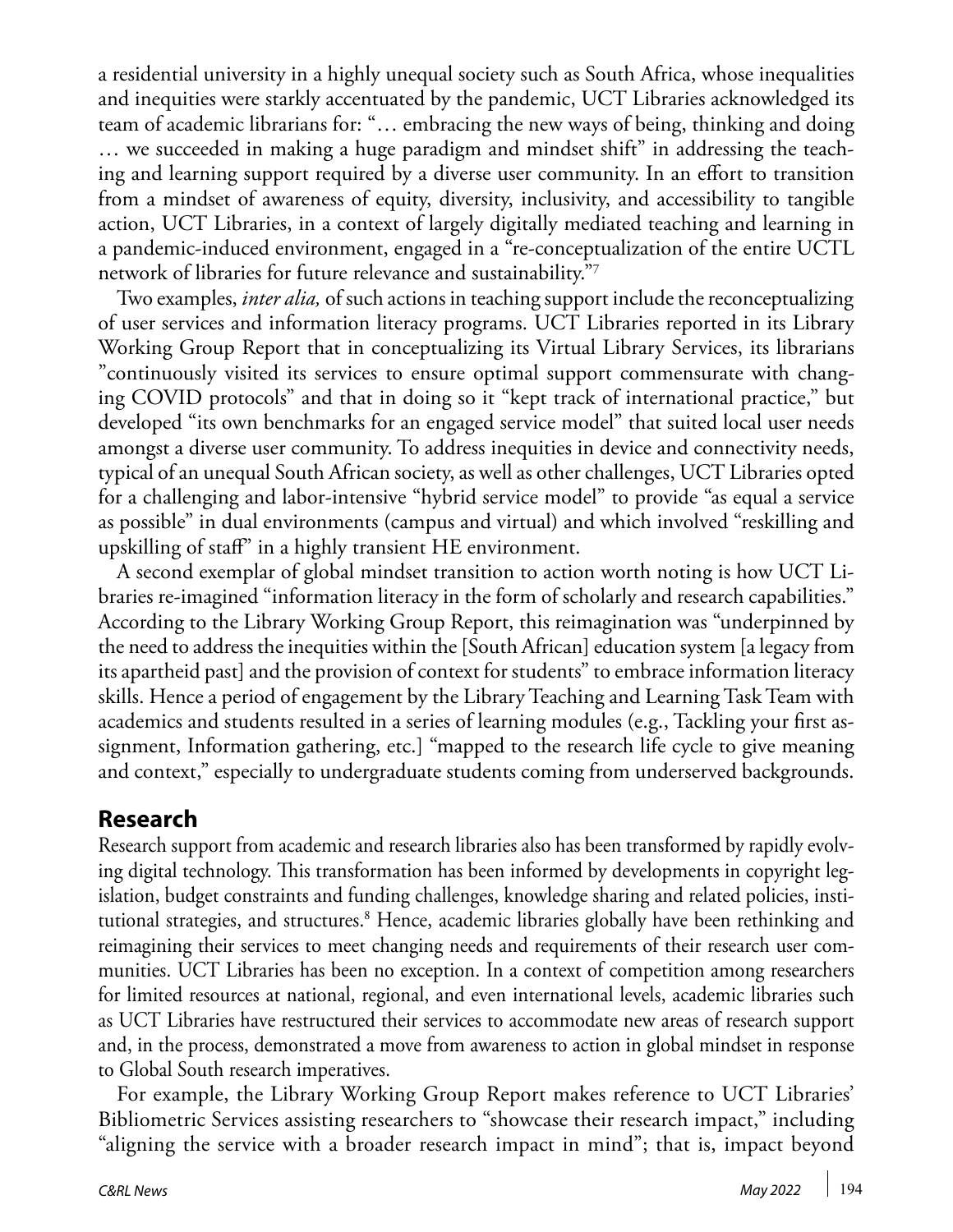a residential university in a highly unequal society such as South Africa, whose inequalities and inequities were starkly accentuated by the pandemic, UCT Libraries acknowledged its team of academic librarians for: "… embracing the new ways of being, thinking and doing … we succeeded in making a huge paradigm and mindset shift" in addressing the teaching and learning support required by a diverse user community. In an effort to transition from a mindset of awareness of equity, diversity, inclusivity, and accessibility to tangible action, UCT Libraries, in a context of largely digitally mediated teaching and learning in a pandemic-induced environment, engaged in a "re-conceptualization of the entire UCTL network of libraries for future relevance and sustainability."[7]

Two examples, *inter alia,* of such actions in teaching support include the reconceptualizing of user services and information literacy programs. UCT Libraries reported in its Library Working Group Report that in conceptualizing its Virtual Library Services, its librarians "continuously visited its services to ensure optimal support commensurate with changing COVID protocols" and that in doing so it "kept track of international practice," but developed "its own benchmarks for an engaged service model" that suited local user needs amongst a diverse user community. To address inequities in device and connectivity needs, typical of an unequal South African society, as well as other challenges, UCT Libraries opted for a challenging and labor-intensive "hybrid service model" to provide "as equal a service as possible" in dual environments (campus and virtual) and which involved "reskilling and upskilling of staff" in a highly transient HE environment.

A second exemplar of global mindset transition to action worth noting is how UCT Libraries re-imagined "information literacy in the form of scholarly and research capabilities." According to the Library Working Group Report, this reimagination was "underpinned by the need to address the inequities within the [South African] education system [a legacy from its apartheid past] and the provision of context for students" to embrace information literacy skills. Hence a period of engagement by the Library Teaching and Learning Task Team with academics and students resulted in a series of learning modules (e.g., Tackling your first assignment, Information gathering, etc.] "mapped to the research life cycle to give meaning and context," especially to undergraduate students coming from underserved backgrounds.

## Research

Research support from academic and research libraries also has been transformed by rapidly evolving digital technology. This transformation has been informed by developments in copyright legislation, budget constraints and funding challenges, knowledge sharing and related policies, institutional strategies, and structures.[8] Hence, academic libraries globally have been rethinking and reimagining their services to meet changing needs and requirements of their research user communities. UCT Libraries has been no exception. In a context of competition among researchers for limited resources at national, regional, and even international levels, academic libraries such as UCT Libraries have restructured their services to accommodate new areas of research support and, in the process, demonstrated a move from awareness to action in global mindset in response to Global South research imperatives.

For example, the Library Working Group Report makes reference to UCT Libraries' Bibliometric Services assisting researchers to "showcase their research impact," including "aligning the service with a broader research impact in mind"; that is, impact beyond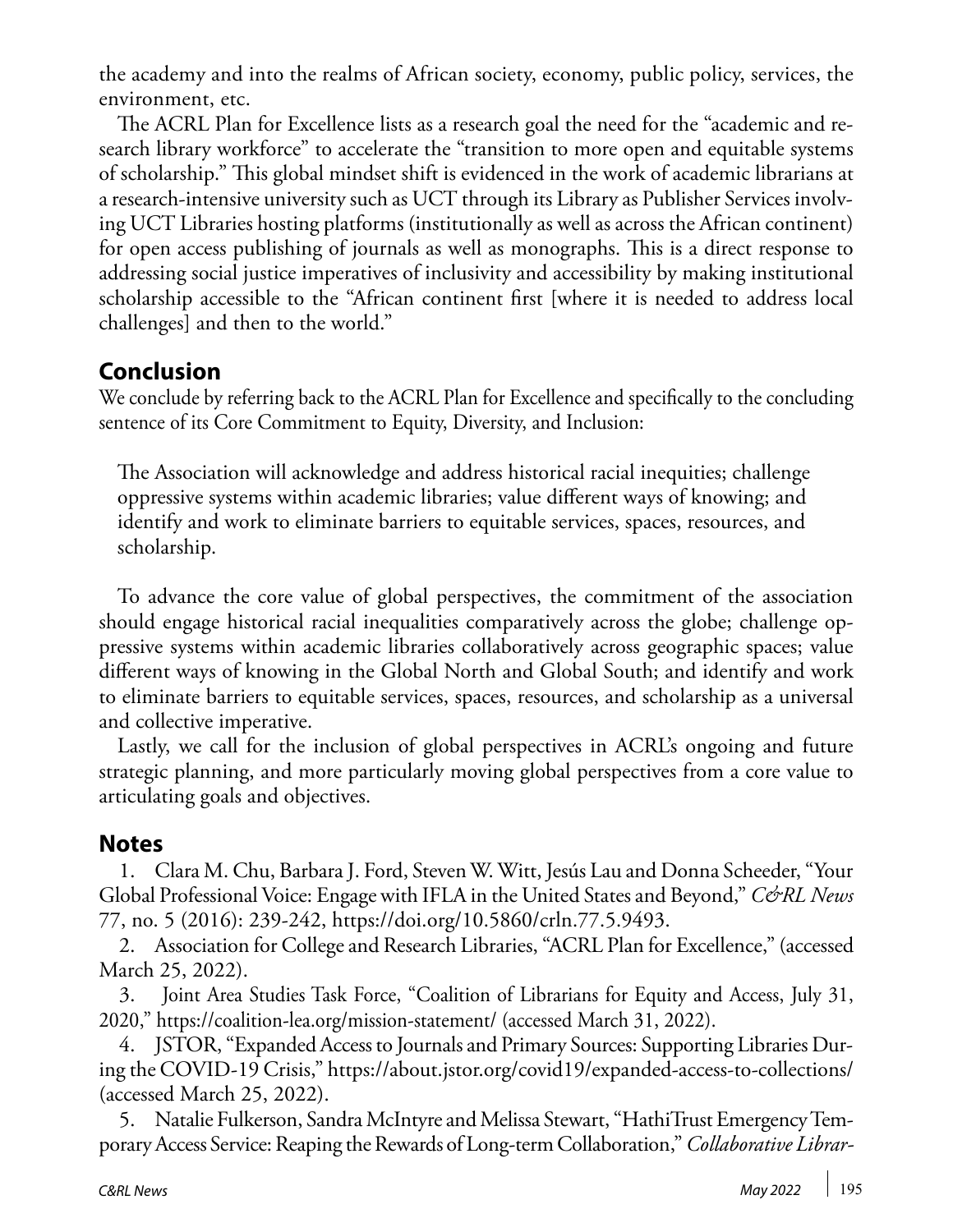the academy and into the realms of African society, economy, public policy, services, the environment, etc.

The ACRL Plan for Excellence lists as a research goal the need for the "academic and research library workforce" to accelerate the "transition to more open and equitable systems of scholarship." This global mindset shift is evidenced in the work of academic librarians at a research-intensive university such as UCT through its Library as Publisher Services involving UCT Libraries hosting platforms (institutionally as well as across the African continent) for open access publishing of journals as well as monographs. This is a direct response to addressing social justice imperatives of inclusivity and accessibility by making institutional scholarship accessible to the "African continent first [where it is needed to address local challenges] and then to the world."

## Conclusion

We conclude by referring back to the ACRL Plan for Excellence and specifically to the concluding sentence of its Core Commitment to Equity, Diversity, and Inclusion:

> The Association will acknowledge and address historical racial inequities; challenge oppressive systems within academic libraries; value different ways of knowing; and identify and work to eliminate barriers to equitable services, spaces, resources, and scholarship.

To advance the core value of global perspectives, the commitment of the association should engage historical racial inequalities comparatively across the globe; challenge oppressive systems within academic libraries collaboratively across geographic spaces; value different ways of knowing in the Global North and Global South; and identify and work to eliminate barriers to equitable services, spaces, resources, and scholarship as a universal and collective imperative.

Lastly, we call for the inclusion of global perspectives in ACRL's ongoing and future strategic planning, and more particularly moving global perspectives from a core value to articulating goals and objectives.

## Notes

1. Clara M. Chu, Barbara J. Ford, Steven W. Witt, Jesús Lau and Donna Scheeder, "Your Global Professional Voice: Engage with IFLA in the United States and Beyond," *C&RL News* 77, no. 5 (2016): 239-242, https://doi.org/10.5860/crln.77.5.9493.
2. Association for College and Research Libraries, "ACRL Plan for Excellence," (accessed March 25, 2022).
3. Joint Area Studies Task Force, "Coalition of Librarians for Equity and Access, July 31, 2020," https://coalition-lea.org/mission-statement/ (accessed March 31, 2022).
4. JSTOR, "Expanded Access to Journals and Primary Sources: Supporting Libraries During the COVID-19 Crisis," https://about.jstor.org/covid19/expanded-access-to-collections/ (accessed March 25, 2022).
5. Natalie Fulkerson, Sandra McIntyre and Melissa Stewart, "HathiTrust Emergency Temporary Access Service: Reaping the Rewards of Long-term Collaboration," *Collaborative Librar-*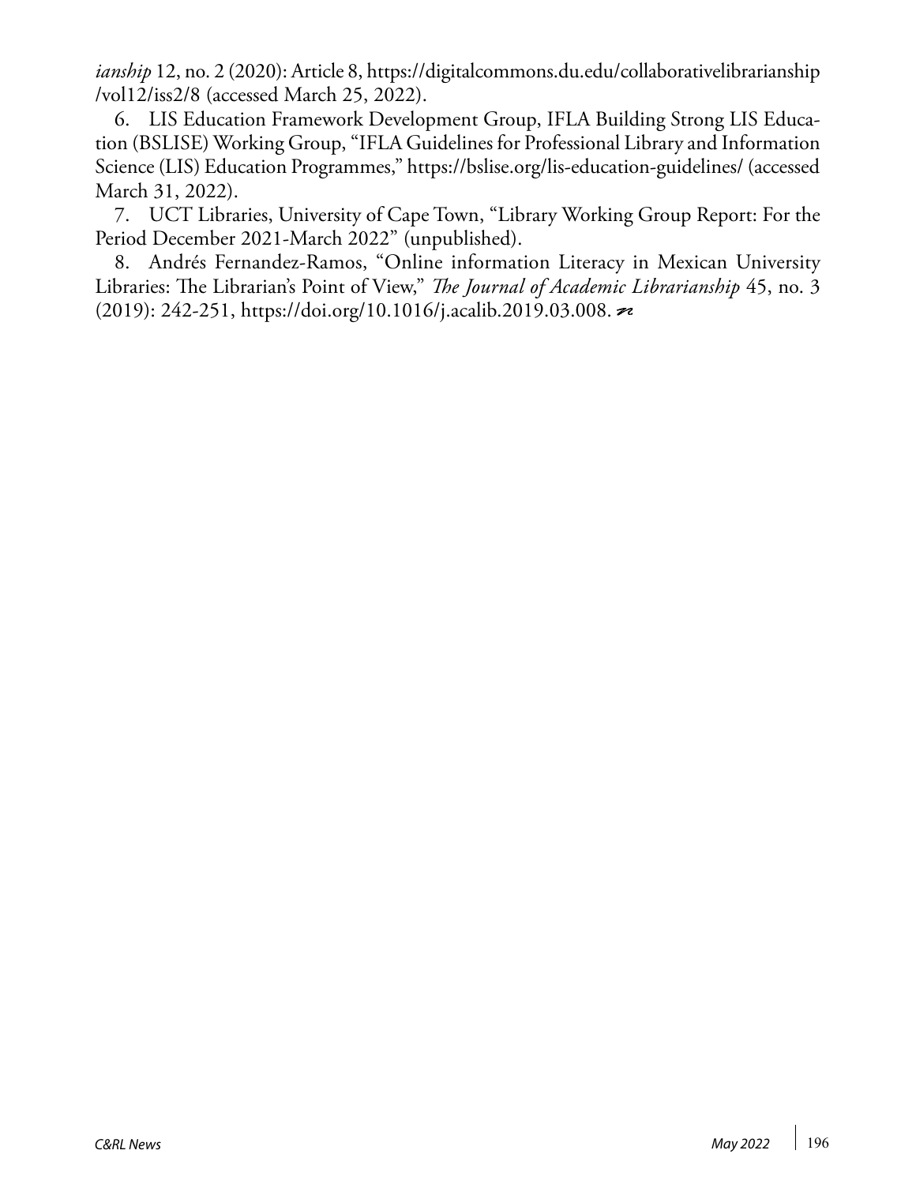*ianship* 12, no. 2 (2020): Article 8, https://digitalcommons.du.edu/collaborativelibrarianship/vol12/iss2/8 (accessed March 25, 2022).

6. LIS Education Framework Development Group, IFLA Building Strong LIS Education (BSLISE) Working Group, "IFLA Guidelines for Professional Library and Information Science (LIS) Education Programmes," https://bslise.org/lis-education-guidelines/ (accessed March 31, 2022).

7. UCT Libraries, University of Cape Town, "Library Working Group Report: For the Period December 2021-March 2022" (unpublished).

8. Andrés Fernandez-Ramos, "Online information Literacy in Mexican University Libraries: The Librarian's Point of View," *The Journal of Academic Librarianship* 45, no. 3 (2019): 242-251, https://doi.org/10.1016/j.acalib.2019.03.008.